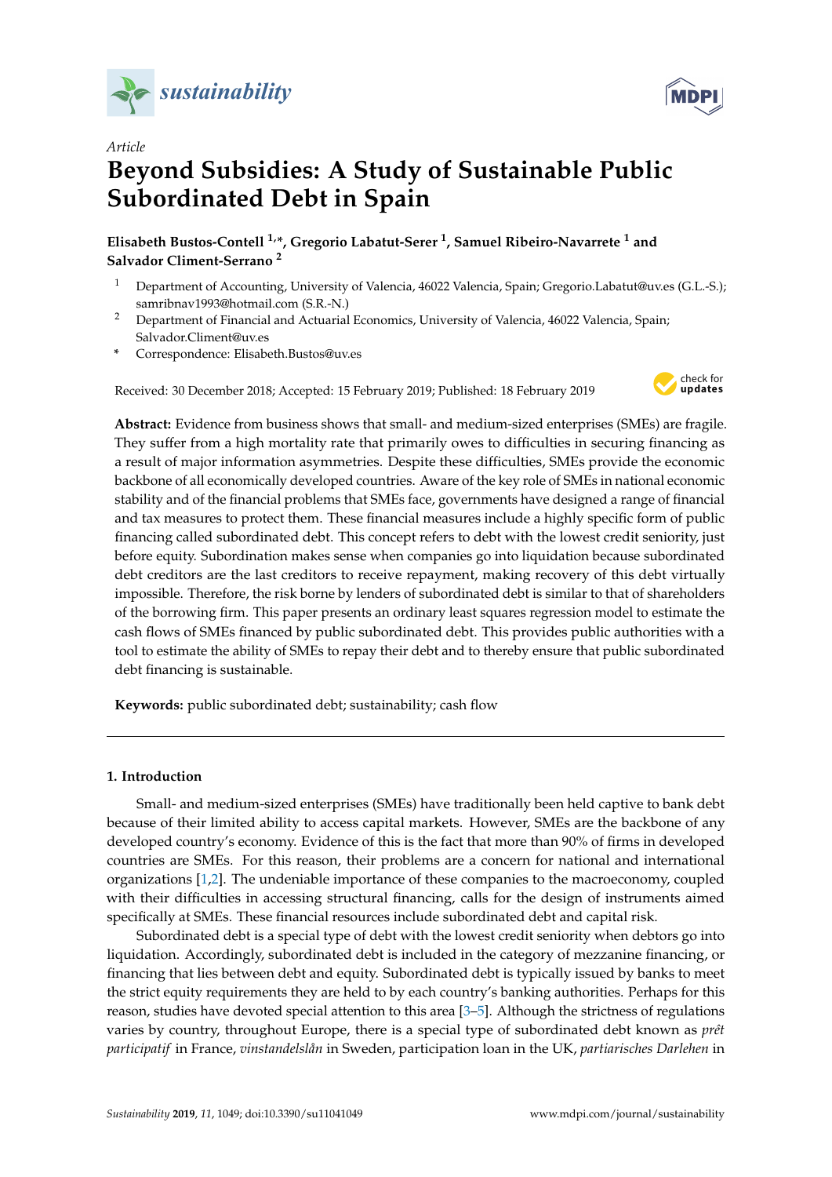*Article*

# Beyond Subsidies: A Study of Sustainable Public Subordinated Debt in Spain

**Elisabeth Bustos-Contell [1,*], Gregorio Labatut-Serer [1], Samuel Ribeiro-Navarrete [1] and Salvador Climent-Serrano [2]**

[1] Department of Accounting, University of Valencia, 46022 Valencia, Spain; Gregorio.Labatut@uv.es (G.L.-S.); samribnav1993@hotmail.com (S.R.-N.)

[2] Department of Financial and Actuarial Economics, University of Valencia, 46022 Valencia, Spain; Salvador.Climent@uv.es

\* Correspondence: Elisabeth.Bustos@uv.es

Received: 30 December 2018; Accepted: 15 February 2019; Published: 18 February 2019

**Abstract:** Evidence from business shows that small- and medium-sized enterprises (SMEs) are fragile. They suffer from a high mortality rate that primarily owes to difficulties in securing financing as a result of major information asymmetries. Despite these difficulties, SMEs provide the economic backbone of all economically developed countries. Aware of the key role of SMEs in national economic stability and of the financial problems that SMEs face, governments have designed a range of financial and tax measures to protect them. These financial measures include a highly specific form of public financing called subordinated debt. This concept refers to debt with the lowest credit seniority, just before equity. Subordination makes sense when companies go into liquidation because subordinated debt creditors are the last creditors to receive repayment, making recovery of this debt virtually impossible. Therefore, the risk borne by lenders of subordinated debt is similar to that of shareholders of the borrowing firm. This paper presents an ordinary least squares regression model to estimate the cash flows of SMEs financed by public subordinated debt. This provides public authorities with a tool to estimate the ability of SMEs to repay their debt and to thereby ensure that public subordinated debt financing is sustainable.

**Keywords:** public subordinated debt; sustainability; cash flow

---

## 1. Introduction

Small- and medium-sized enterprises (SMEs) have traditionally been held captive to bank debt because of their limited ability to access capital markets. However, SMEs are the backbone of any developed country's economy. Evidence of this is the fact that more than 90% of firms in developed countries are SMEs. For this reason, their problems are a concern for national and international organizations [1,2]. The undeniable importance of these companies to the macroeconomy, coupled with their difficulties in accessing structural financing, calls for the design of instruments aimed specifically at SMEs. These financial resources include subordinated debt and capital risk.

Subordinated debt is a special type of debt with the lowest credit seniority when debtors go into liquidation. Accordingly, subordinated debt is included in the category of mezzanine financing, or financing that lies between debt and equity. Subordinated debt is typically issued by banks to meet the strict equity requirements they are held to by each country's banking authorities. Perhaps for this reason, studies have devoted special attention to this area [3–5]. Although the strictness of regulations varies by country, throughout Europe, there is a special type of subordinated debt known as *prêt participatif* in France, *vinstandelslån* in Sweden, participation loan in the UK, *partiarisches Darlehen* in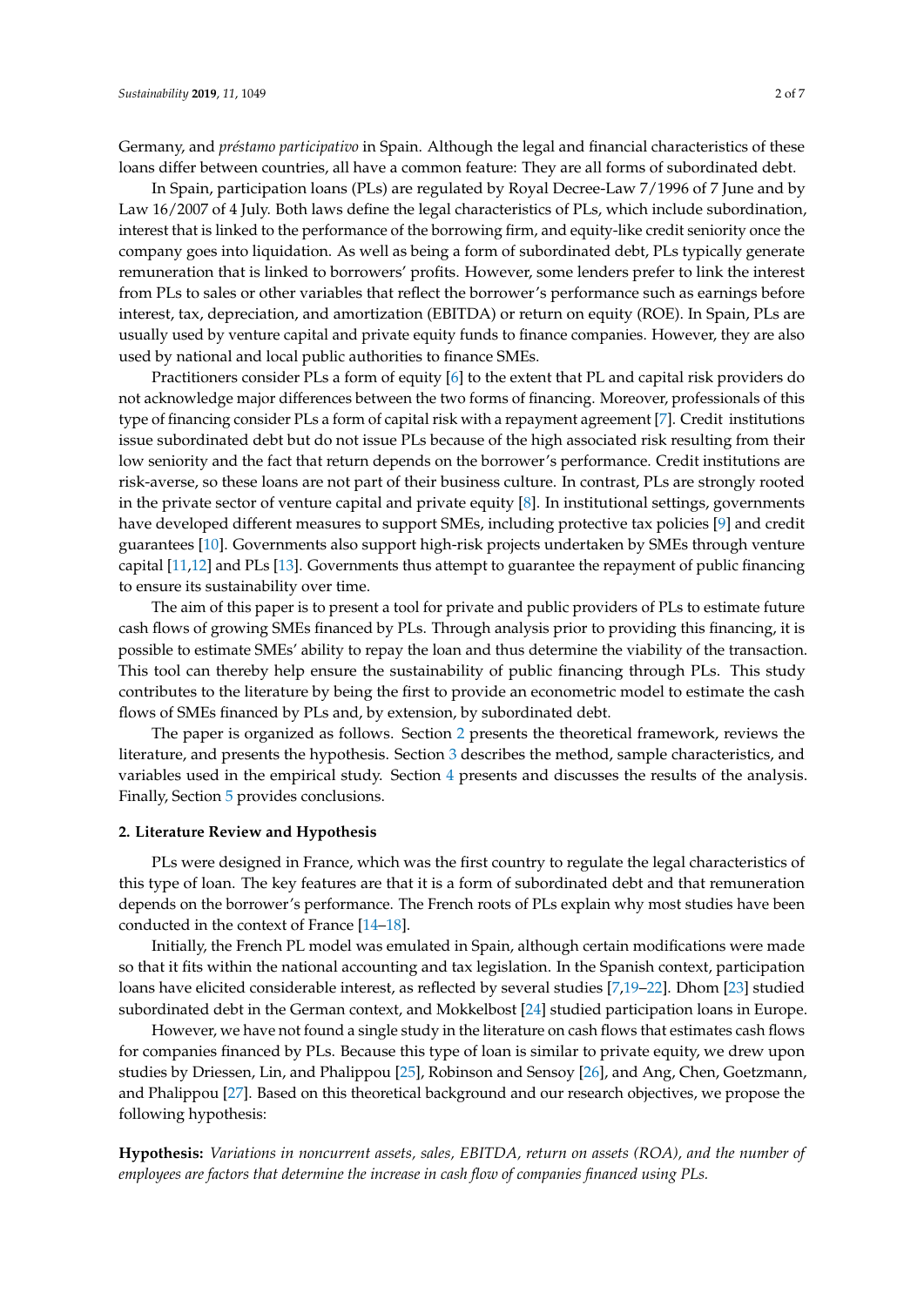Germany, and *préstamo participativo* in Spain. Although the legal and financial characteristics of these loans differ between countries, all have a common feature: They are all forms of subordinated debt.

In Spain, participation loans (PLs) are regulated by Royal Decree-Law 7/1996 of 7 June and by Law 16/2007 of 4 July. Both laws define the legal characteristics of PLs, which include subordination, interest that is linked to the performance of the borrowing firm, and equity-like credit seniority once the company goes into liquidation. As well as being a form of subordinated debt, PLs typically generate remuneration that is linked to borrowers' profits. However, some lenders prefer to link the interest from PLs to sales or other variables that reflect the borrower's performance such as earnings before interest, tax, depreciation, and amortization (EBITDA) or return on equity (ROE). In Spain, PLs are usually used by venture capital and private equity funds to finance companies. However, they are also used by national and local public authorities to finance SMEs.

Practitioners consider PLs a form of equity [6] to the extent that PL and capital risk providers do not acknowledge major differences between the two forms of financing. Moreover, professionals of this type of financing consider PLs a form of capital risk with a repayment agreement [7]. Credit institutions issue subordinated debt but do not issue PLs because of the high associated risk resulting from their low seniority and the fact that return depends on the borrower's performance. Credit institutions are risk-averse, so these loans are not part of their business culture. In contrast, PLs are strongly rooted in the private sector of venture capital and private equity [8]. In institutional settings, governments have developed different measures to support SMEs, including protective tax policies [9] and credit guarantees [10]. Governments also support high-risk projects undertaken by SMEs through venture capital [11,12] and PLs [13]. Governments thus attempt to guarantee the repayment of public financing to ensure its sustainability over time.

The aim of this paper is to present a tool for private and public providers of PLs to estimate future cash flows of growing SMEs financed by PLs. Through analysis prior to providing this financing, it is possible to estimate SMEs' ability to repay the loan and thus determine the viability of the transaction. This tool can thereby help ensure the sustainability of public financing through PLs. This study contributes to the literature by being the first to provide an econometric model to estimate the cash flows of SMEs financed by PLs and, by extension, by subordinated debt.

The paper is organized as follows. Section 2 presents the theoretical framework, reviews the literature, and presents the hypothesis. Section 3 describes the method, sample characteristics, and variables used in the empirical study. Section 4 presents and discusses the results of the analysis. Finally, Section 5 provides conclusions.

## 2. Literature Review and Hypothesis

PLs were designed in France, which was the first country to regulate the legal characteristics of this type of loan. The key features are that it is a form of subordinated debt and that remuneration depends on the borrower's performance. The French roots of PLs explain why most studies have been conducted in the context of France [14–18].

Initially, the French PL model was emulated in Spain, although certain modifications were made so that it fits within the national accounting and tax legislation. In the Spanish context, participation loans have elicited considerable interest, as reflected by several studies [7,19–22]. Dhom [23] studied subordinated debt in the German context, and Mokkelbost [24] studied participation loans in Europe.

However, we have not found a single study in the literature on cash flows that estimates cash flows for companies financed by PLs. Because this type of loan is similar to private equity, we drew upon studies by Driessen, Lin, and Phalippou [25], Robinson and Sensoy [26], and Ang, Chen, Goetzmann, and Phalippou [27]. Based on this theoretical background and our research objectives, we propose the following hypothesis:

**Hypothesis:** *Variations in noncurrent assets, sales, EBITDA, return on assets (ROA), and the number of employees are factors that determine the increase in cash flow of companies financed using PLs.*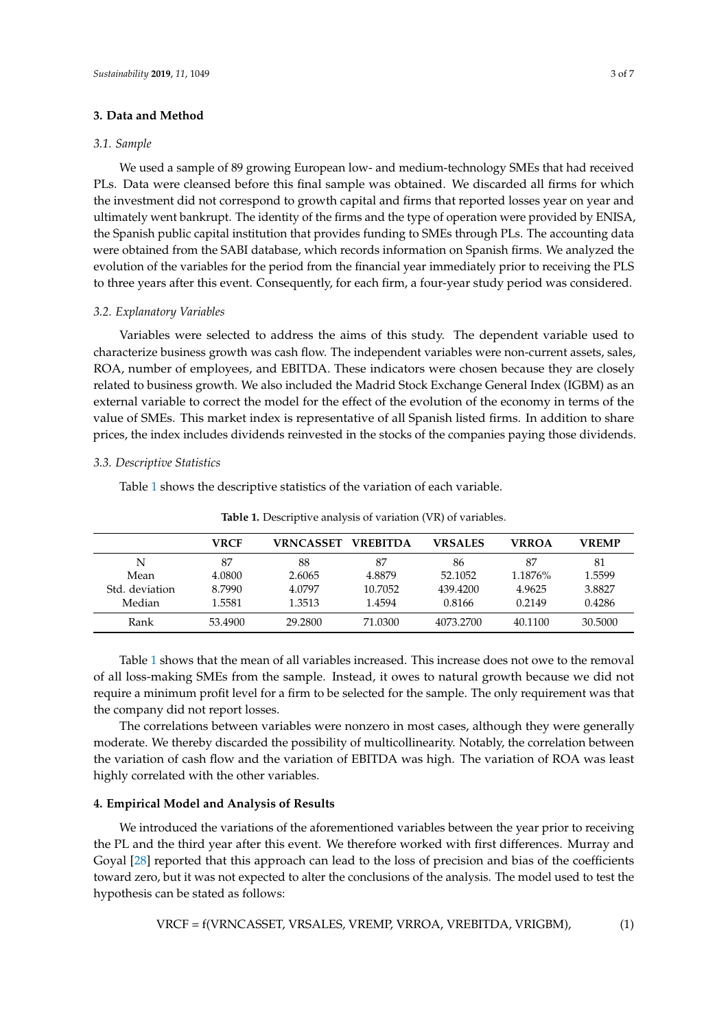## 3. Data and Method

### 3.1. Sample

We used a sample of 89 growing European low- and medium-technology SMEs that had received PLs. Data were cleansed before this final sample was obtained. We discarded all firms for which the investment did not correspond to growth capital and firms that reported losses year on year and ultimately went bankrupt. The identity of the firms and the type of operation were provided by ENISA, the Spanish public capital institution that provides funding to SMEs through PLs. The accounting data were obtained from the SABI database, which records information on Spanish firms. We analyzed the evolution of the variables for the period from the financial year immediately prior to receiving the PLS to three years after this event. Consequently, for each firm, a four-year study period was considered.

### 3.2. Explanatory Variables

Variables were selected to address the aims of this study. The dependent variable used to characterize business growth was cash flow. The independent variables were non-current assets, sales, ROA, number of employees, and EBITDA. These indicators were chosen because they are closely related to business growth. We also included the Madrid Stock Exchange General Index (IGBM) as an external variable to correct the model for the effect of the evolution of the economy in terms of the value of SMEs. This market index is representative of all Spanish listed firms. In addition to share prices, the index includes dividends reinvested in the stocks of the companies paying those dividends.

### 3.3. Descriptive Statistics

Table 1 shows the descriptive statistics of the variation of each variable.

**Table 1.** Descriptive analysis of variation (VR) of variables.

| | VRCF | VRNCASSET | VREBITDA | VRSALES | VRROA | VREMP |
|---|---|---|---|---|---|---|
| N | 87 | 88 | 87 | 86 | 87 | 81 |
| Mean | 4.0800 | 2.6065 | 4.8879 | 52.1052 | 1.1876% | 1.5599 |
| Std. deviation | 8.7990 | 4.0797 | 10.7052 | 439.4200 | 4.9625 | 3.8827 |
| Median | 1.5581 | 1.3513 | 1.4594 | 0.8166 | 0.2149 | 0.4286 |
| Rank | 53.4900 | 29.2800 | 71.0300 | 4073.2700 | 40.1100 | 30.5000 |

Table 1 shows that the mean of all variables increased. This increase does not owe to the removal of all loss-making SMEs from the sample. Instead, it owes to natural growth because we did not require a minimum profit level for a firm to be selected for the sample. The only requirement was that the company did not report losses.

The correlations between variables were nonzero in most cases, although they were generally moderate. We thereby discarded the possibility of multicollinearity. Notably, the correlation between the variation of cash flow and the variation of EBITDA was high. The variation of ROA was least highly correlated with the other variables.

## 4. Empirical Model and Analysis of Results

We introduced the variations of the aforementioned variables between the year prior to receiving the PL and the third year after this event. We therefore worked with first differences. Murray and Goyal [28] reported that this approach can lead to the loss of precision and bias of the coefficients toward zero, but it was not expected to alter the conclusions of the analysis. The model used to test the hypothesis can be stated as follows:

$$\text{VRCF} = f(\text{VRNCASSET}, \text{VRSALES}, \text{VREMP}, \text{VRROA}, \text{VREBITDA}, \text{VRIGBM}), \quad (1)$$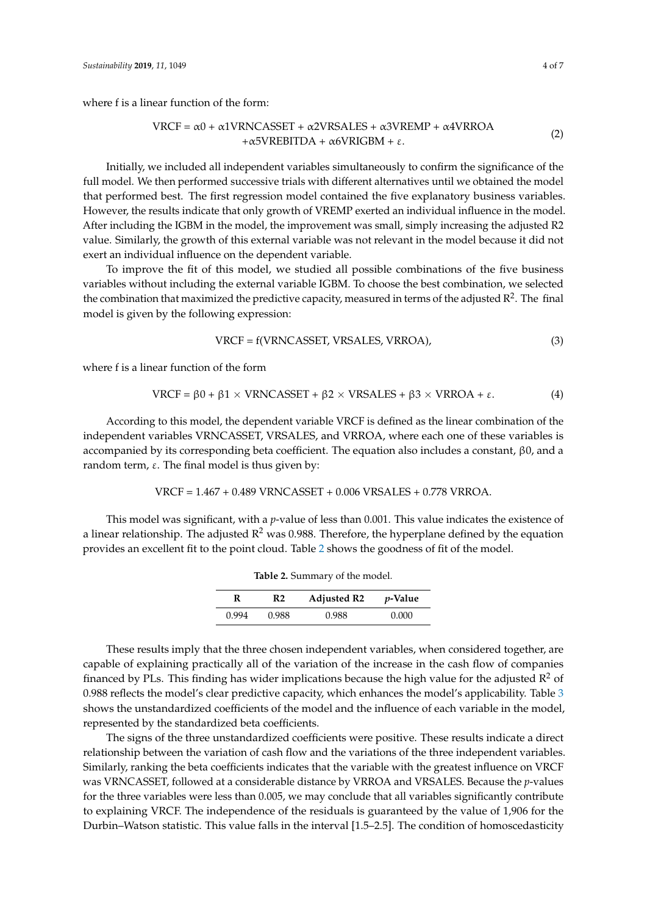where f is a linear function of the form:

$$\text{VRCF} = \alpha 0 + \alpha 1\text{VRNCASSET} + \alpha 2\text{VRSALES} + \alpha 3\text{VREMP} + \alpha 4\text{VRROA} + \alpha 5\text{VREBITDA} + \alpha 6\text{VRIGBM} + \varepsilon. \tag{2}$$

Initially, we included all independent variables simultaneously to confirm the significance of the full model. We then performed successive trials with different alternatives until we obtained the model that performed best. The first regression model contained the five explanatory business variables. However, the results indicate that only growth of VREMP exerted an individual influence in the model. After including the IGBM in the model, the improvement was small, simply increasing the adjusted R2 value. Similarly, the growth of this external variable was not relevant in the model because it did not exert an individual influence on the dependent variable.

To improve the fit of this model, we studied all possible combinations of the five business variables without including the external variable IGBM. To choose the best combination, we selected the combination that maximized the predictive capacity, measured in terms of the adjusted $R^2$. The final model is given by the following expression:

$$\text{VRCF} = f(\text{VRNCASSET}, \text{VRSALES}, \text{VRROA}), \tag{3}$$

where f is a linear function of the form

$$\text{VRCF} = \beta 0 + \beta 1 \times \text{VRNCASSET} + \beta 2 \times \text{VRSALES} + \beta 3 \times \text{VRROA} + \varepsilon. \tag{4}$$

According to this model, the dependent variable VRCF is defined as the linear combination of the independent variables VRNCASSET, VRSALES, and VRROA, where each one of these variables is accompanied by its corresponding beta coefficient. The equation also includes a constant, β0, and a random term, ε. The final model is thus given by:

$$\text{VRCF} = 1.467 + 0.489\ \text{VRNCASSET} + 0.006\ \text{VRSALES} + 0.778\ \text{VRROA}.$$

This model was significant, with a *p*-value of less than 0.001. This value indicates the existence of a linear relationship. The adjusted $R^2$ was 0.988. Therefore, the hyperplane defined by the equation provides an excellent fit to the point cloud. Table 2 shows the goodness of fit of the model.

**Table 2.** Summary of the model.

| R | R2 | Adjusted R2 | *p*-Value |
|---|---|---|---|
| 0.994 | 0.988 | 0.988 | 0.000 |

These results imply that the three chosen independent variables, when considered together, are capable of explaining practically all of the variation of the increase in the cash flow of companies financed by PLs. This finding has wider implications because the high value for the adjusted $R^2$ of 0.988 reflects the model's clear predictive capacity, which enhances the model's applicability. Table 3 shows the unstandardized coefficients of the model and the influence of each variable in the model, represented by the standardized beta coefficients.

The signs of the three unstandardized coefficients were positive. These results indicate a direct relationship between the variation of cash flow and the variations of the three independent variables. Similarly, ranking the beta coefficients indicates that the variable with the greatest influence on VRCF was VRNCASSET, followed at a considerable distance by VRROA and VRSALES. Because the *p*-values for the three variables were less than 0.005, we may conclude that all variables significantly contribute to explaining VRCF. The independence of the residuals is guaranteed by the value of 1,906 for the Durbin–Watson statistic. This value falls in the interval [1.5–2.5]. The condition of homoscedasticity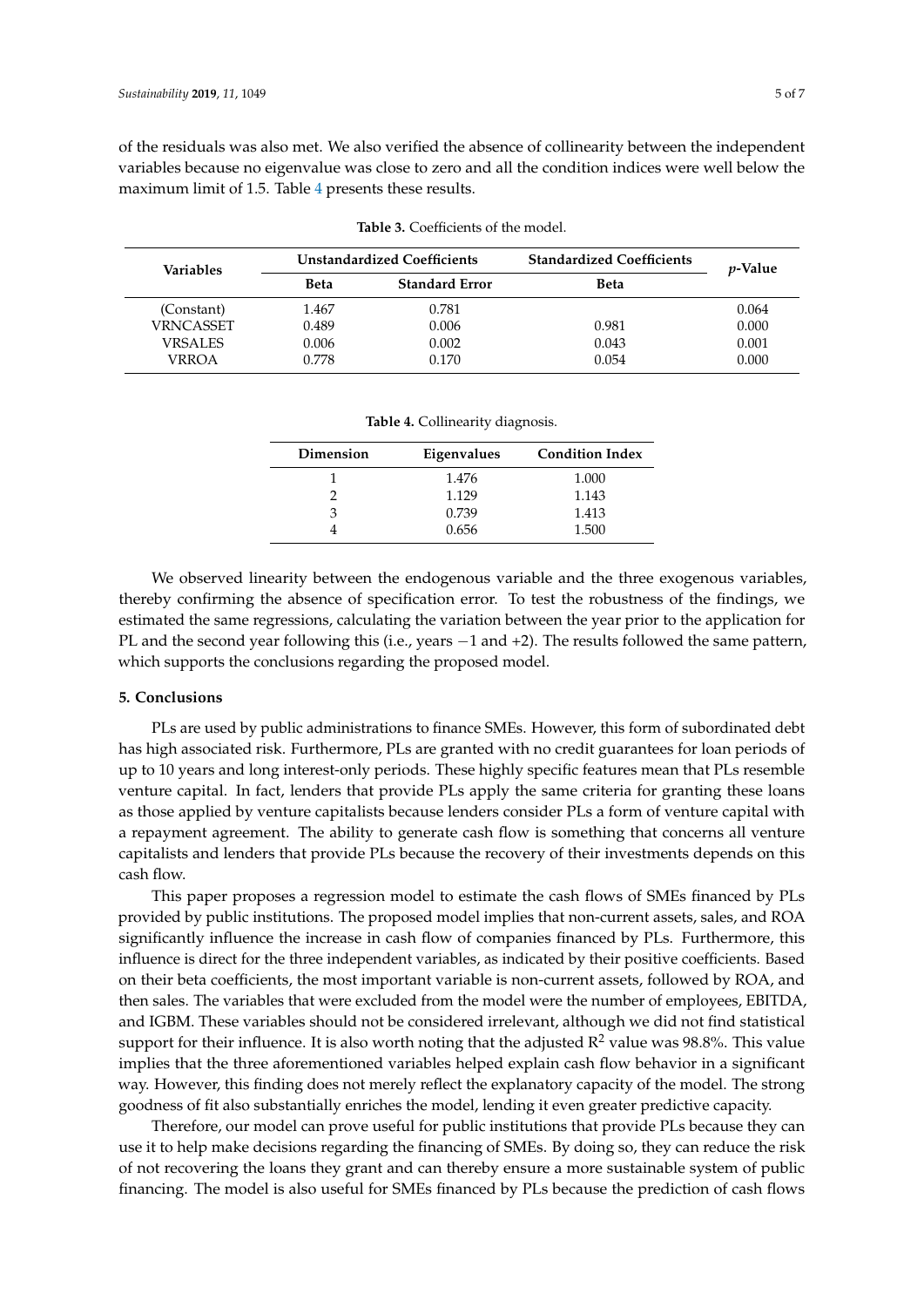of the residuals was also met. We also verified the absence of collinearity between the independent variables because no eigenvalue was close to zero and all the condition indices were well below the maximum limit of 1.5. Table 4 presents these results.

**Table 3.** Coefficients of the model.

| Variables | Unstandardized Coefficients | | Standardized Coefficients | *p*-Value |
|---|---|---|---|---|
| | Beta | Standard Error | Beta | |
| (Constant) | 1.467 | 0.781 | | 0.064 |
| VRNCASSET | 0.489 | 0.006 | 0.981 | 0.000 |
| VRSALES | 0.006 | 0.002 | 0.043 | 0.001 |
| VRROA | 0.778 | 0.170 | 0.054 | 0.000 |

**Table 4.** Collinearity diagnosis.

| Dimension | Eigenvalues | Condition Index |
|---|---|---|
| 1 | 1.476 | 1.000 |
| 2 | 1.129 | 1.143 |
| 3 | 0.739 | 1.413 |
| 4 | 0.656 | 1.500 |

We observed linearity between the endogenous variable and the three exogenous variables, thereby confirming the absence of specification error. To test the robustness of the findings, we estimated the same regressions, calculating the variation between the year prior to the application for PL and the second year following this (i.e., years −1 and +2). The results followed the same pattern, which supports the conclusions regarding the proposed model.

## 5. Conclusions

PLs are used by public administrations to finance SMEs. However, this form of subordinated debt has high associated risk. Furthermore, PLs are granted with no credit guarantees for loan periods of up to 10 years and long interest-only periods. These highly specific features mean that PLs resemble venture capital. In fact, lenders that provide PLs apply the same criteria for granting these loans as those applied by venture capitalists because lenders consider PLs a form of venture capital with a repayment agreement. The ability to generate cash flow is something that concerns all venture capitalists and lenders that provide PLs because the recovery of their investments depends on this cash flow.

This paper proposes a regression model to estimate the cash flows of SMEs financed by PLs provided by public institutions. The proposed model implies that non-current assets, sales, and ROA significantly influence the increase in cash flow of companies financed by PLs. Furthermore, this influence is direct for the three independent variables, as indicated by their positive coefficients. Based on their beta coefficients, the most important variable is non-current assets, followed by ROA, and then sales. The variables that were excluded from the model were the number of employees, EBITDA, and IGBM. These variables should not be considered irrelevant, although we did not find statistical support for their influence. It is also worth noting that the adjusted $R^2$ value was 98.8%. This value implies that the three aforementioned variables helped explain cash flow behavior in a significant way. However, this finding does not merely reflect the explanatory capacity of the model. The strong goodness of fit also substantially enriches the model, lending it even greater predictive capacity.

Therefore, our model can prove useful for public institutions that provide PLs because they can use it to help make decisions regarding the financing of SMEs. By doing so, they can reduce the risk of not recovering the loans they grant and can thereby ensure a more sustainable system of public financing. The model is also useful for SMEs financed by PLs because the prediction of cash flows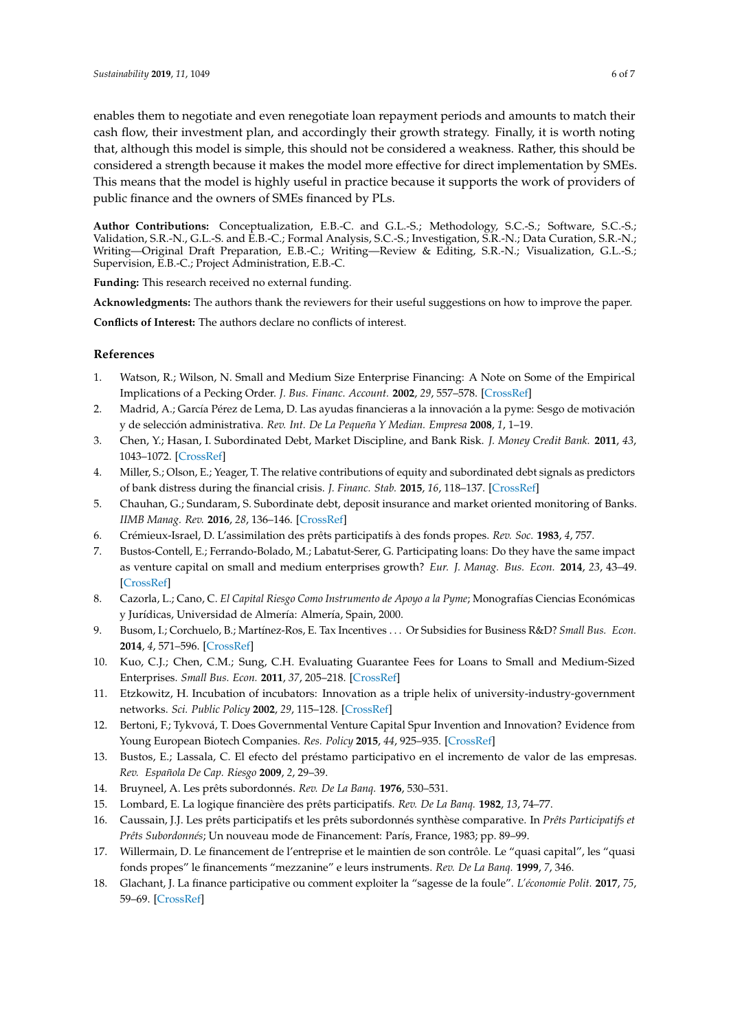enables them to negotiate and even renegotiate loan repayment periods and amounts to match their cash flow, their investment plan, and accordingly their growth strategy. Finally, it is worth noting that, although this model is simple, this should not be considered a weakness. Rather, this should be considered a strength because it makes the model more effective for direct implementation by SMEs. This means that the model is highly useful in practice because it supports the work of providers of public finance and the owners of SMEs financed by PLs.

**Author Contributions:** Conceptualization, E.B.-C. and G.L.-S.; Methodology, S.C.-S.; Software, S.C.-S.; Validation, S.R.-N., G.L.-S. and E.B.-C.; Formal Analysis, S.C.-S.; Investigation, S.R.-N.; Data Curation, S.R.-N.; Writing—Original Draft Preparation, E.B.-C.; Writing—Review & Editing, S.R.-N.; Visualization, G.L.-S.; Supervision, E.B.-C.; Project Administration, E.B.-C.

**Funding:** This research received no external funding.

**Acknowledgments:** The authors thank the reviewers for their useful suggestions on how to improve the paper.

**Conflicts of Interest:** The authors declare no conflicts of interest.

## References

1. Watson, R.; Wilson, N. Small and Medium Size Enterprise Financing: A Note on Some of the Empirical Implications of a Pecking Order. *J. Bus. Financ. Account.* **2002**, *29*, 557–578. [CrossRef]
2. Madrid, A.; García Pérez de Lema, D. Las ayudas financieras a la innovación a la pyme: Sesgo de motivación y de selección administrativa. *Rev. Int. De La Pequeña Y Median. Empresa* **2008**, *1*, 1–19.
3. Chen, Y.; Hasan, I. Subordinated Debt, Market Discipline, and Bank Risk. *J. Money Credit Bank.* **2011**, *43*, 1043–1072. [CrossRef]
4. Miller, S.; Olson, E.; Yeager, T. The relative contributions of equity and subordinated debt signals as predictors of bank distress during the financial crisis. *J. Financ. Stab.* **2015**, *16*, 118–137. [CrossRef]
5. Chauhan, G.; Sundaram, S. Subordinate debt, deposit insurance and market oriented monitoring of Banks. *IIMB Manag. Rev.* **2016**, *28*, 136–146. [CrossRef]
6. Crémieux-Israel, D. L'assimilation des prêts participatifs à des fonds propes. *Rev. Soc.* **1983**, *4*, 757.
7. Bustos-Contell, E.; Ferrando-Bolado, M.; Labatut-Serer, G. Participating loans: Do they have the same impact as venture capital on small and medium enterprises growth? *Eur. J. Manag. Bus. Econ.* **2014**, *23*, 43–49. [CrossRef]
8. Cazorla, L.; Cano, C. *El Capital Riesgo Como Instrumento de Apoyo a la Pyme*; Monografías Ciencias Económicas y Jurídicas, Universidad de Almería: Almería, Spain, 2000.
9. Busom, I.; Corchuelo, B.; Martínez-Ros, E. Tax Incentives . . . Or Subsidies for Business R&D? *Small Bus. Econ.* **2014**, *4*, 571–596. [CrossRef]
10. Kuo, C.J.; Chen, C.M.; Sung, C.H. Evaluating Guarantee Fees for Loans to Small and Medium-Sized Enterprises. *Small Bus. Econ.* **2011**, *37*, 205–218. [CrossRef]
11. Etzkowitz, H. Incubation of incubators: Innovation as a triple helix of university-industry-government networks. *Sci. Public Policy* **2002**, *29*, 115–128. [CrossRef]
12. Bertoni, F.; Tykvová, T. Does Governmental Venture Capital Spur Invention and Innovation? Evidence from Young European Biotech Companies. *Res. Policy* **2015**, *44*, 925–935. [CrossRef]
13. Bustos, E.; Lassala, C. El efecto del préstamo participativo en el incremento de valor de las empresas. *Rev. Española De Cap. Riesgo* **2009**, *2*, 29–39.
14. Bruyneel, A. Les prêts subordonnés. *Rev. De La Banq.* **1976**, 530–531.
15. Lombard, E. La logique financière des prêts participatifs. *Rev. De La Banq.* **1982**, *13*, 74–77.
16. Caussain, J.J. Les prêts participatifs et les prêts subordonnés synthèse comparative. In *Prêts Participatifs et Prêts Subordonnés*; Un nouveau mode de Financement: París, France, 1983; pp. 89–99.
17. Willermain, D. Le financement de l'entreprise et le maintien de son contrôle. Le "quasi capital", les "quasi fonds propes" le financements "mezzanine" e leurs instruments. *Rev. De La Banq.* **1999**, *7*, 346.
18. Glachant, J. La finance participative ou comment exploiter la "sagesse de la foule". *L'économie Polit.* **2017**, *75*, 59–69. [CrossRef]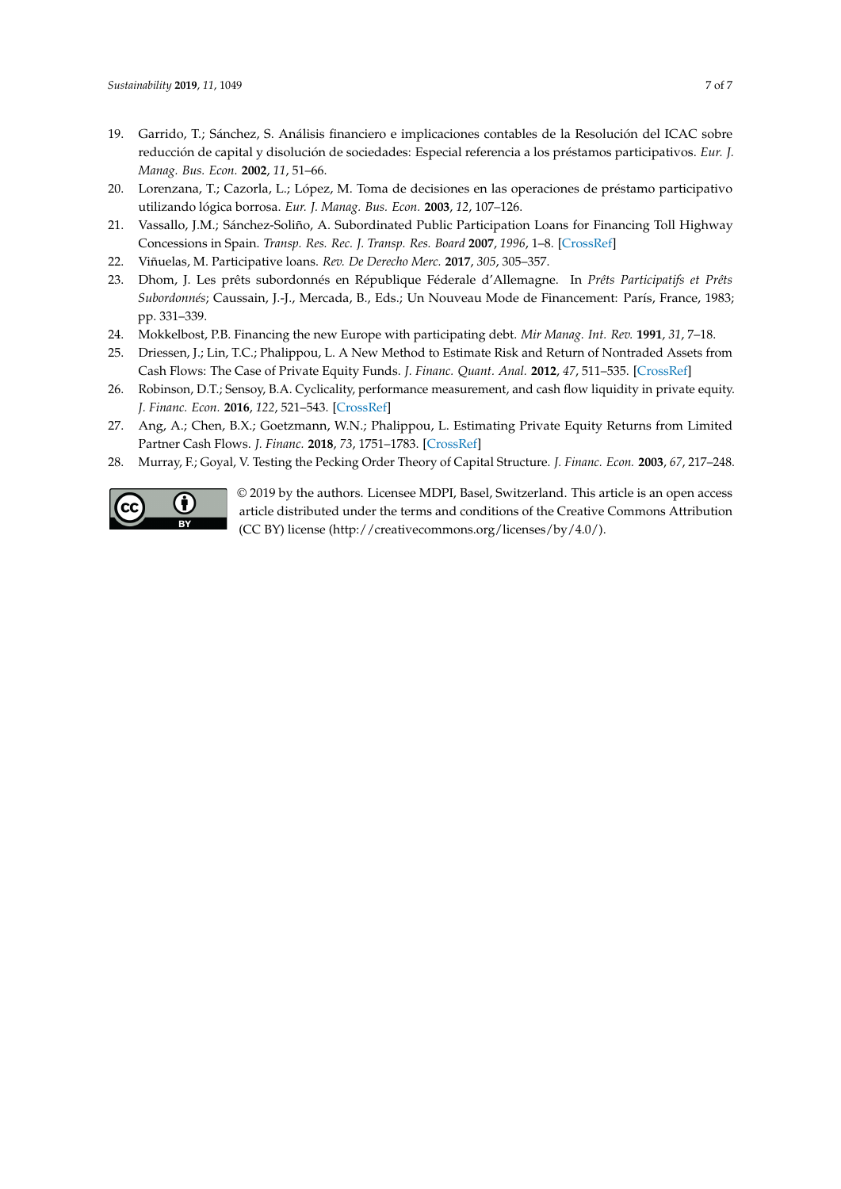19. Garrido, T.; Sánchez, S. Análisis financiero e implicaciones contables de la Resolución del ICAC sobre reducción de capital y disolución de sociedades: Especial referencia a los préstamos participativos. *Eur. J. Manag. Bus. Econ.* **2002**, *11*, 51–66.
20. Lorenzana, T.; Cazorla, L.; López, M. Toma de decisiones en las operaciones de préstamo participativo utilizando lógica borrosa. *Eur. J. Manag. Bus. Econ.* **2003**, *12*, 107–126.
21. Vassallo, J.M.; Sánchez-Soliño, A. Subordinated Public Participation Loans for Financing Toll Highway Concessions in Spain. *Transp. Res. Rec. J. Transp. Res. Board* **2007**, *1996*, 1–8. [CrossRef]
22. Viñuelas, M. Participative loans. *Rev. De Derecho Merc.* **2017**, *305*, 305–357.
23. Dhom, J. Les prêts subordonnés en République Féderale d'Allemagne. In *Prêts Participatifs et Prêts Subordonnés*; Caussain, J.-J., Mercada, B., Eds.; Un Nouveau Mode de Financement: París, France, 1983; pp. 331–339.
24. Mokkelbost, P.B. Financing the new Europe with participating debt. *Mir Manag. Int. Rev.* **1991**, *31*, 7–18.
25. Driessen, J.; Lin, T.C.; Phalippou, L. A New Method to Estimate Risk and Return of Nontraded Assets from Cash Flows: The Case of Private Equity Funds. *J. Financ. Quant. Anal.* **2012**, *47*, 511–535. [CrossRef]
26. Robinson, D.T.; Sensoy, B.A. Cyclicality, performance measurement, and cash flow liquidity in private equity. *J. Financ. Econ.* **2016**, *122*, 521–543. [CrossRef]
27. Ang, A.; Chen, B.X.; Goetzmann, W.N.; Phalippou, L. Estimating Private Equity Returns from Limited Partner Cash Flows. *J. Financ.* **2018**, *73*, 1751–1783. [CrossRef]
28. Murray, F.; Goyal, V. Testing the Pecking Order Theory of Capital Structure. *J. Financ. Econ.* **2003**, *67*, 217–248.

© 2019 by the authors. Licensee MDPI, Basel, Switzerland. This article is an open access article distributed under the terms and conditions of the Creative Commons Attribution (CC BY) license (http://creativecommons.org/licenses/by/4.0/).